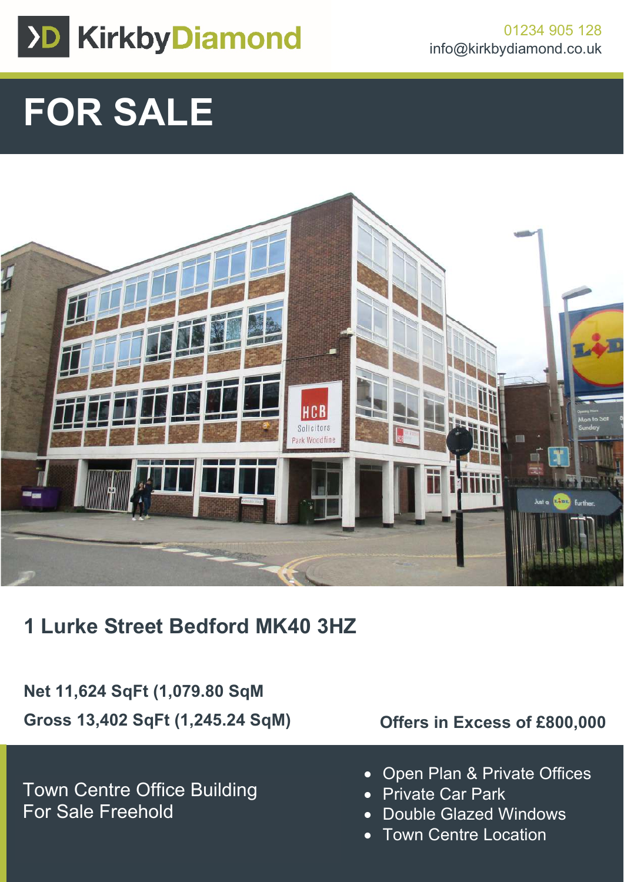KirkbyDiamond

01234 905 128
info@kirkbydiamond.co.uk

# FOR SALE

## 1 Lurke Street Bedford MK40 3HZ

**Net 11,624 SqFt (1,079.80 SqM**

**Gross 13,402 SqFt (1,245.24 SqM)**

**Offers in Excess of £800,000**

Town Centre Office Building
For Sale Freehold

- Open Plan & Private Offices
- Private Car Park
- Double Glazed Windows
- Town Centre Location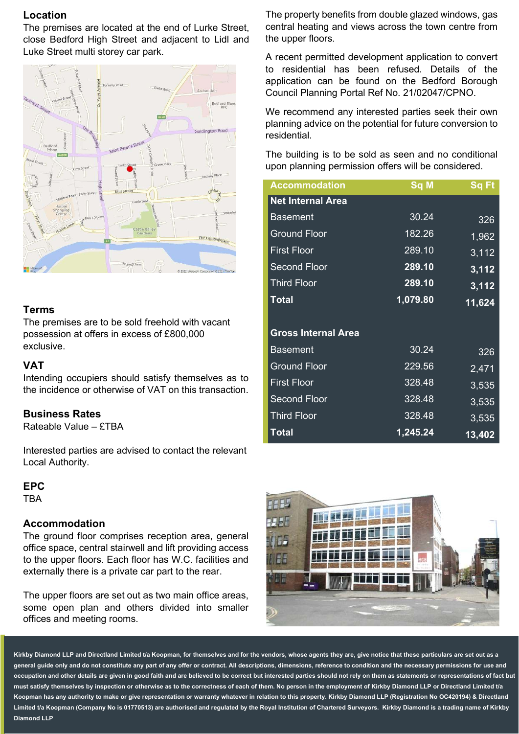## Location

The premises are located at the end of Lurke Street, close Bedford High Street and adjacent to Lidl and Luke Street multi storey car park.

## Terms

The premises are to be sold freehold with vacant possession at offers in excess of £800,000 exclusive.

## VAT

Intending occupiers should satisfy themselves as to the incidence or otherwise of VAT on this transaction.

## Business Rates

Rateable Value – £TBA

Interested parties are advised to contact the relevant Local Authority.

## EPC

TBA

## Accommodation

The ground floor comprises reception area, general office space, central stairwell and lift providing access to the upper floors. Each floor has W.C. facilities and externally there is a private car part to the rear.

The upper floors are set out as two main office areas, some open plan and others divided into smaller offices and meeting rooms.

The property benefits from double glazed windows, gas central heating and views across the town centre from the upper floors.

A recent permitted development application to convert to residential has been refused. Details of the application can be found on the Bedford Borough Council Planning Portal Ref No. 21/02047/CPNO.

We recommend any interested parties seek their own planning advice on the potential for future conversion to residential.

The building is to be sold as seen and no conditional upon planning permission offers will be considered.

| Accommodation | Sq M | Sq Ft |
|---|---|---|
| **Net Internal Area** | | |
| Basement | 30.24 | 326 |
| Ground Floor | 182.26 | 1,962 |
| First Floor | 289.10 | 3,112 |
| Second Floor | **289.10** | **3,112** |
| Third Floor | **289.10** | **3,112** |
| **Total** | **1,079.80** | **11,624** |
| **Gross Internal Area** | | |
| Basement | 30.24 | 326 |
| Ground Floor | 229.56 | 2,471 |
| First Floor | 328.48 | 3,535 |
| Second Floor | 328.48 | 3,535 |
| Third Floor | 328.48 | 3,535 |
| **Total** | **1,245.24** | **13,402** |

**Kirkby Diamond LLP and Directland Limited t/a Koopman, for themselves and for the vendors, whose agents they are, give notice that these particulars are set out as a general guide only and do not constitute any part of any offer or contract. All descriptions, dimensions, reference to condition and the necessary permissions for use and occupation and other details are given in good faith and are believed to be correct but interested parties should not rely on them as statements or representations of fact but must satisfy themselves by inspection or otherwise as to the correctness of each of them. No person in the employment of Kirkby Diamond LLP or Directland Limited t/a Koopman has any authority to make or give representation or warranty whatever in relation to this property. Kirkby Diamond LLP (Registration No OC420194) & Directland Limited t/a Koopman (Company No is 01770513) are authorised and regulated by the Royal Institution of Chartered Surveyors. Kirkby Diamond is a trading name of Kirkby Diamond LLP**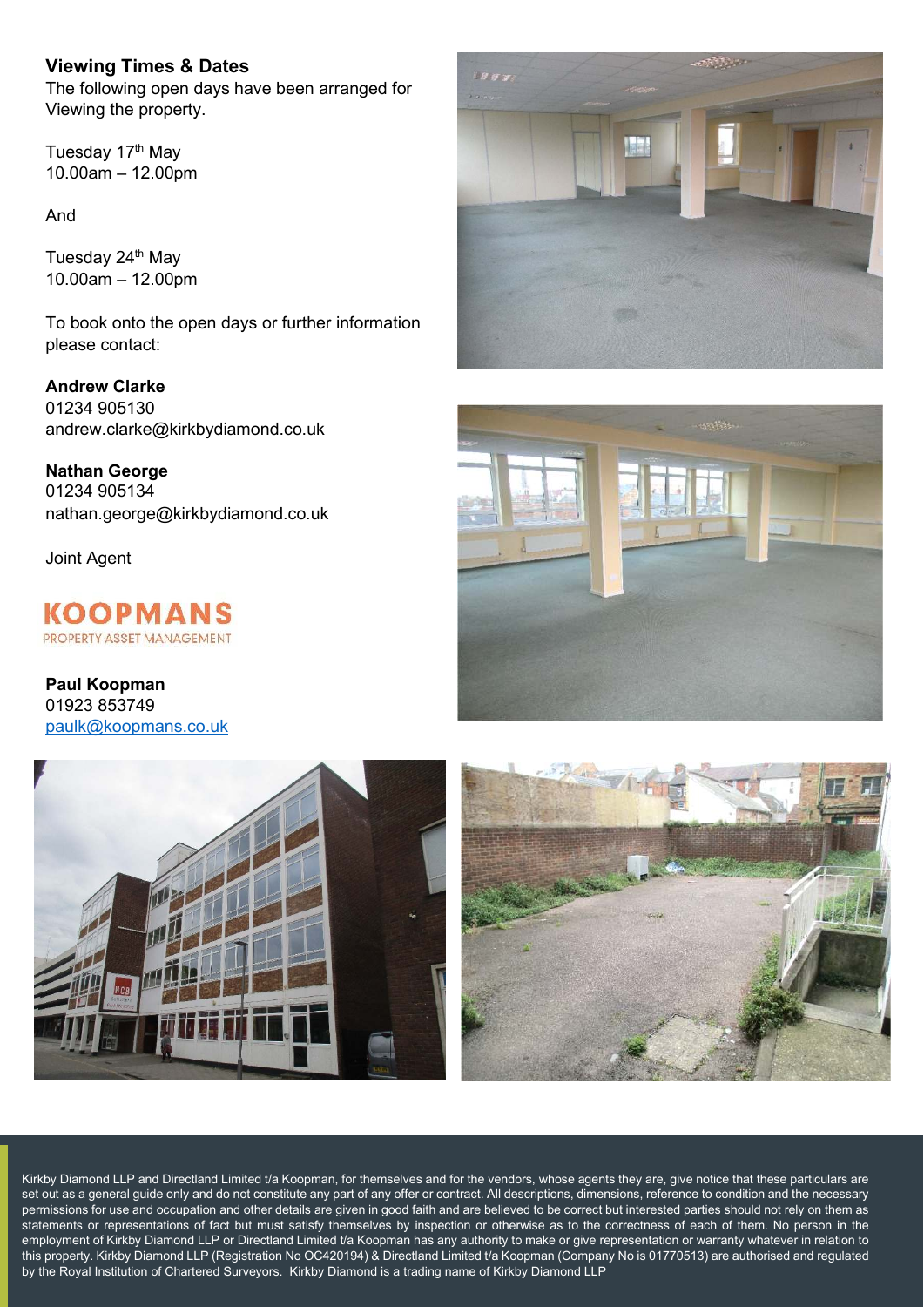## Viewing Times & Dates

The following open days have been arranged for Viewing the property.

Tuesday 17th May
10.00am – 12.00pm

And

Tuesday 24th May
10.00am – 12.00pm

To book onto the open days or further information please contact:

**Andrew Clarke**
01234 905130
andrew.clarke@kirkbydiamond.co.uk

**Nathan George**
01234 905134
nathan.george@kirkbydiamond.co.uk

Joint Agent

**KOOPMANS**
PROPERTY ASSET MANAGEMENT

**Paul Koopman**
01923 853749
paulk@koopmans.co.uk

Kirkby Diamond LLP and Directland Limited t/a Koopman, for themselves and for the vendors, whose agents they are, give notice that these particulars are set out as a general guide only and do not constitute any part of any offer or contract. All descriptions, dimensions, reference to condition and the necessary permissions for use and occupation and other details are given in good faith and are believed to be correct but interested parties should not rely on them as statements or representations of fact but must satisfy themselves by inspection or otherwise as to the correctness of each of them. No person in the employment of Kirkby Diamond LLP or Directland Limited t/a Koopman has any authority to make or give representation or warranty whatever in relation to this property. Kirkby Diamond LLP (Registration No OC420194) & Directland Limited t/a Koopman (Company No is 01770513) are authorised and regulated by the Royal Institution of Chartered Surveyors. Kirkby Diamond is a trading name of Kirkby Diamond LLP